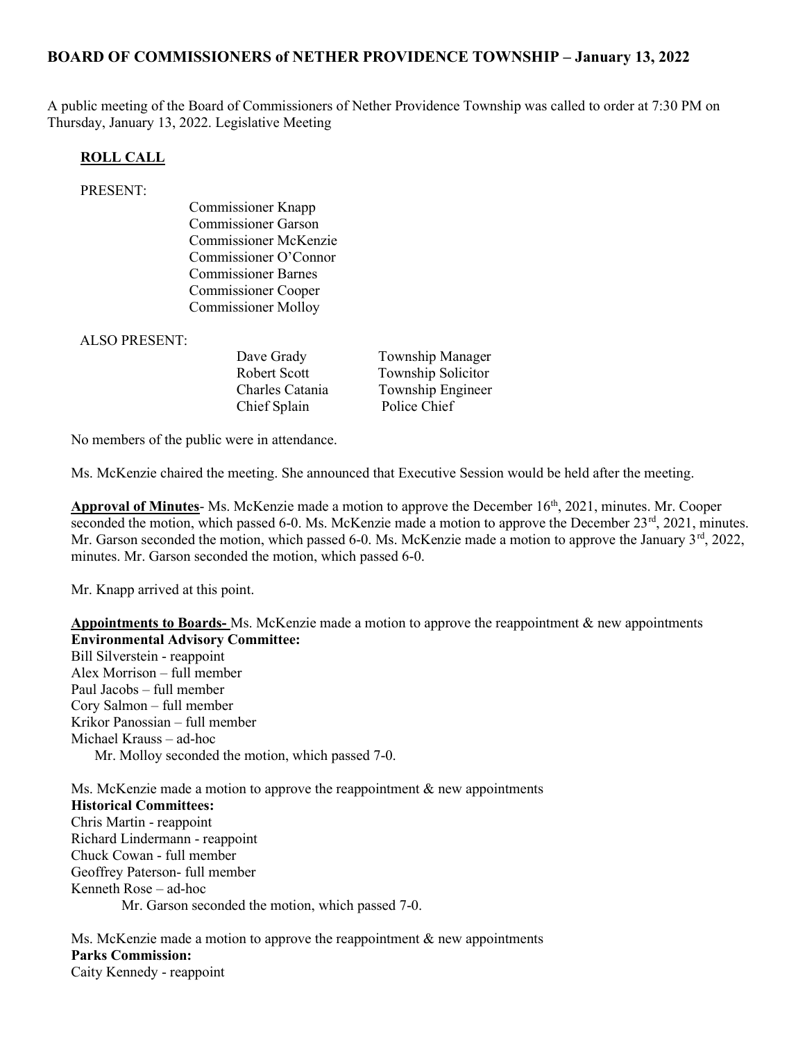## BOARD OF COMMISSIONERS of NETHER PROVIDENCE TOWNSHIP – January 13, 2022

A public meeting of the Board of Commissioners of Nether Providence Township was called to order at 7:30 PM on Thursday, January 13, 2022. Legislative Meeting

### ROLL CALL

PRESENT:

- Commissioner Knapp
- Commissioner Garson
- Commissioner McKenzie
- Commissioner O'Connor
- Commissioner Barnes
- Commissioner Cooper
- Commissioner Molloy

ALSO PRESENT:

| | |
|---|---|
| Dave Grady | Township Manager |
| Robert Scott | Township Solicitor |
| Charles Catania | Township Engineer |
| Chief Splain | Police Chief |

No members of the public were in attendance.

Ms. McKenzie chaired the meeting. She announced that Executive Session would be held after the meeting.

**Approval of Minutes**- Ms. McKenzie made a motion to approve the December 16th, 2021, minutes. Mr. Cooper seconded the motion, which passed 6-0. Ms. McKenzie made a motion to approve the December 23rd, 2021, minutes. Mr. Garson seconded the motion, which passed 6-0. Ms. McKenzie made a motion to approve the January 3rd, 2022, minutes. Mr. Garson seconded the motion, which passed 6-0.

Mr. Knapp arrived at this point.

**Appointments to Boards-** Ms. McKenzie made a motion to approve the reappointment & new appointments

**Environmental Advisory Committee:**

Bill Silverstein - reappoint
Alex Morrison – full member
Paul Jacobs – full member
Cory Salmon – full member
Krikor Panossian – full member
Michael Krauss – ad-hoc

Mr. Molloy seconded the motion, which passed 7-0.

Ms. McKenzie made a motion to approve the reappointment & new appointments

**Historical Committees:**

Chris Martin - reappoint
Richard Lindermann - reappoint
Chuck Cowan - full member
Geoffrey Paterson- full member
Kenneth Rose – ad-hoc

Mr. Garson seconded the motion, which passed 7-0.

Ms. McKenzie made a motion to approve the reappointment & new appointments

**Parks Commission:**

Caity Kennedy - reappoint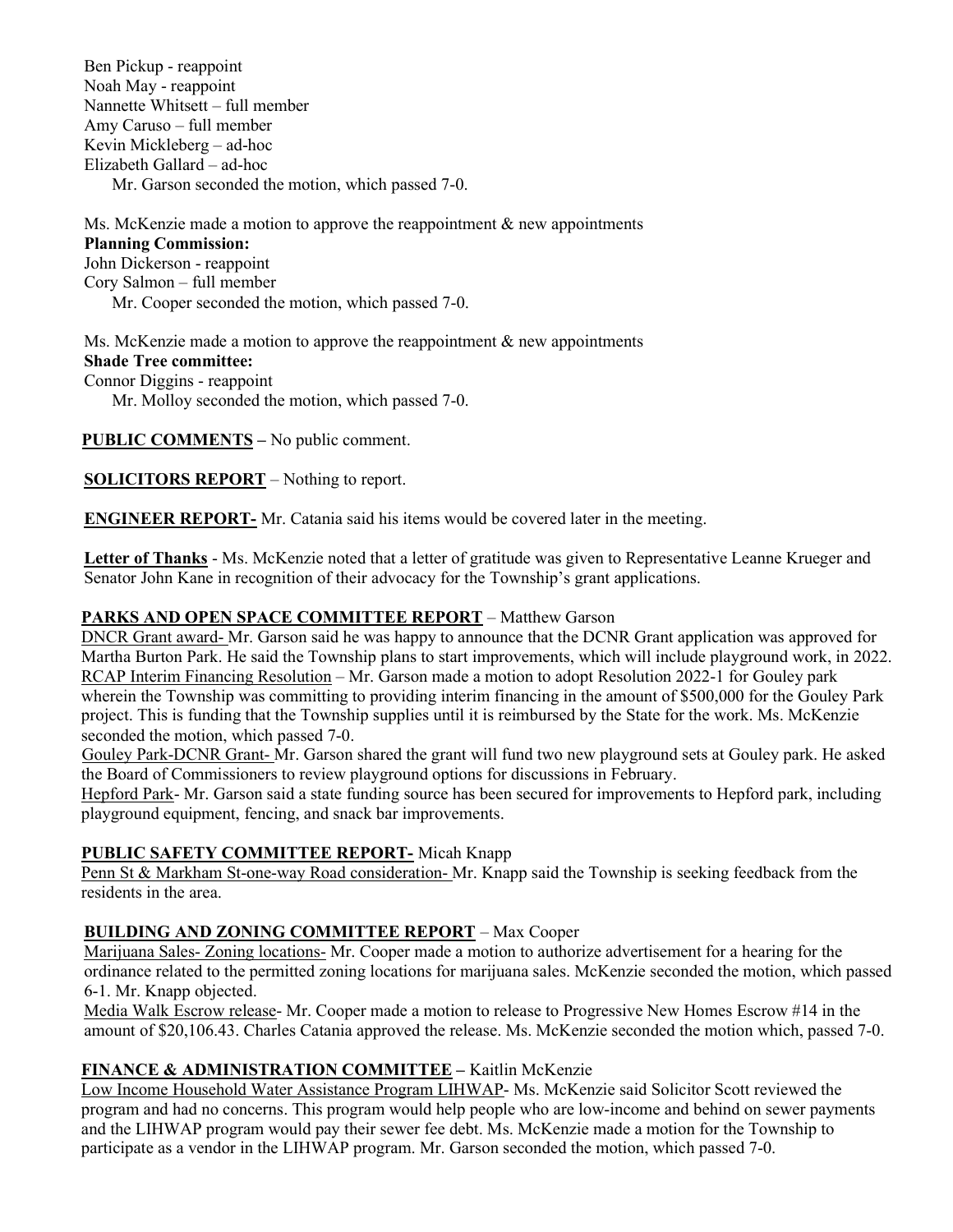Ben Pickup - reappoint
Noah May - reappoint
Nannette Whitsett – full member
Amy Caruso – full member
Kevin Mickleberg – ad-hoc
Elizabeth Gallard – ad-hoc

Mr. Garson seconded the motion, which passed 7-0.

Ms. McKenzie made a motion to approve the reappointment & new appointments
**Planning Commission:**
John Dickerson - reappoint
Cory Salmon – full member

Mr. Cooper seconded the motion, which passed 7-0.

Ms. McKenzie made a motion to approve the reappointment & new appointments
**Shade Tree committee:**
Connor Diggins - reappoint

Mr. Molloy seconded the motion, which passed 7-0.

**PUBLIC COMMENTS –** No public comment.

**SOLICITORS REPORT** – Nothing to report.

**ENGINEER REPORT-** Mr. Catania said his items would be covered later in the meeting.

**Letter of Thanks** - Ms. McKenzie noted that a letter of gratitude was given to Representative Leanne Krueger and Senator John Kane in recognition of their advocacy for the Township's grant applications.

**PARKS AND OPEN SPACE COMMITTEE REPORT** – Matthew Garson

DNCR Grant award- Mr. Garson said he was happy to announce that the DCNR Grant application was approved for Martha Burton Park. He said the Township plans to start improvements, which will include playground work, in 2022.
RCAP Interim Financing Resolution – Mr. Garson made a motion to adopt Resolution 2022-1 for Gouley park wherein the Township was committing to providing interim financing in the amount of $500,000 for the Gouley Park project. This is funding that the Township supplies until it is reimbursed by the State for the work. Ms. McKenzie seconded the motion, which passed 7-0.
Gouley Park-DCNR Grant- Mr. Garson shared the grant will fund two new playground sets at Gouley park. He asked the Board of Commissioners to review playground options for discussions in February.
Hepford Park- Mr. Garson said a state funding source has been secured for improvements to Hepford park, including playground equipment, fencing, and snack bar improvements.

**PUBLIC SAFETY COMMITTEE REPORT-** Micah Knapp

Penn St & Markham St-one-way Road consideration- Mr. Knapp said the Township is seeking feedback from the residents in the area.

**BUILDING AND ZONING COMMITTEE REPORT** – Max Cooper

Marijuana Sales- Zoning locations- Mr. Cooper made a motion to authorize advertisement for a hearing for the ordinance related to the permitted zoning locations for marijuana sales. McKenzie seconded the motion, which passed 6-1. Mr. Knapp objected.
Media Walk Escrow release- Mr. Cooper made a motion to release to Progressive New Homes Escrow #14 in the amount of $20,106.43. Charles Catania approved the release. Ms. McKenzie seconded the motion which, passed 7-0.

**FINANCE & ADMINISTRATION COMMITTEE –** Kaitlin McKenzie

Low Income Household Water Assistance Program LIHWAP- Ms. McKenzie said Solicitor Scott reviewed the program and had no concerns. This program would help people who are low-income and behind on sewer payments and the LIHWAP program would pay their sewer fee debt. Ms. McKenzie made a motion for the Township to participate as a vendor in the LIHWAP program. Mr. Garson seconded the motion, which passed 7-0.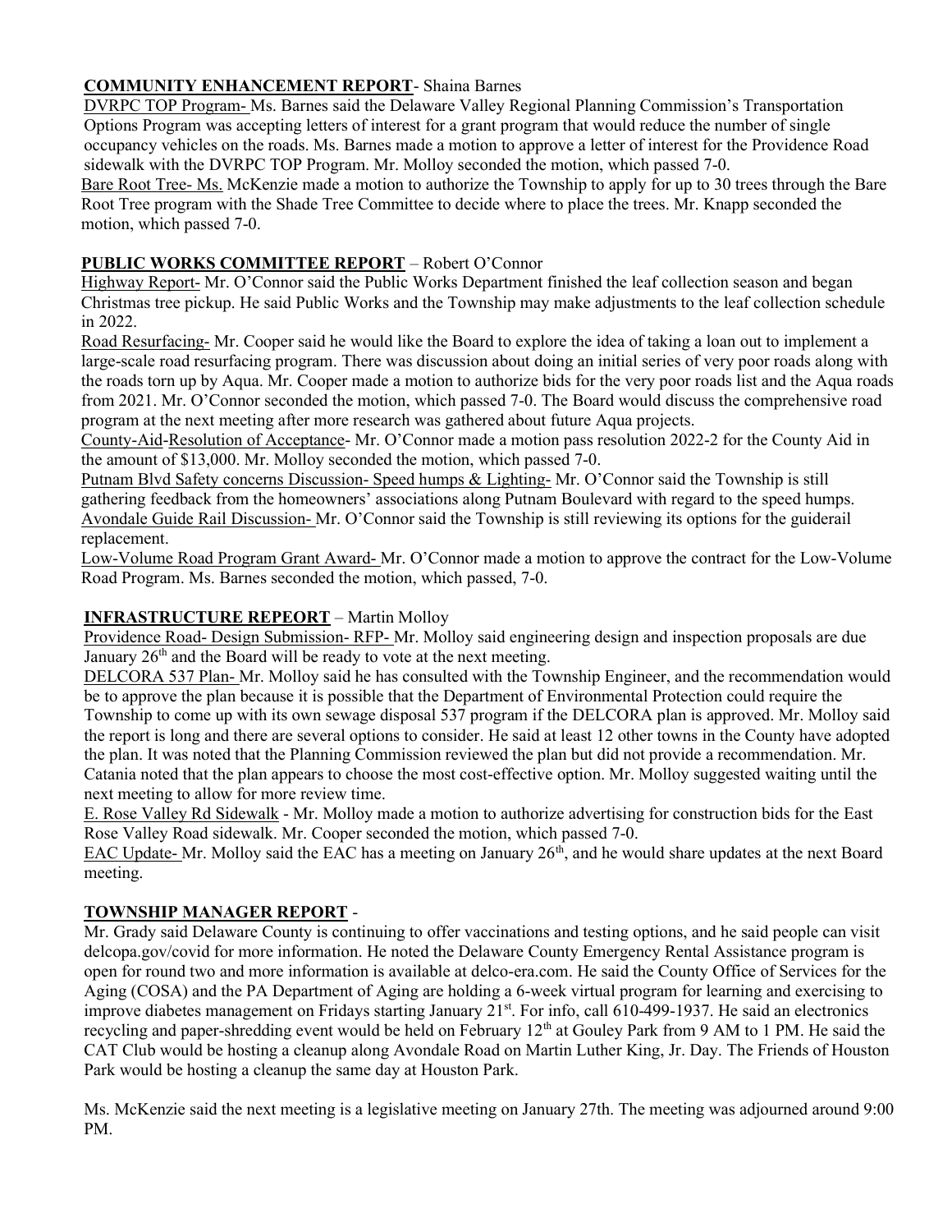**COMMUNITY ENHANCEMENT REPORT**- Shaina Barnes

DVRPC TOP Program- Ms. Barnes said the Delaware Valley Regional Planning Commission's Transportation Options Program was accepting letters of interest for a grant program that would reduce the number of single occupancy vehicles on the roads. Ms. Barnes made a motion to approve a letter of interest for the Providence Road sidewalk with the DVRPC TOP Program. Mr. Molloy seconded the motion, which passed 7-0.

Bare Root Tree- Ms. McKenzie made a motion to authorize the Township to apply for up to 30 trees through the Bare Root Tree program with the Shade Tree Committee to decide where to place the trees. Mr. Knapp seconded the motion, which passed 7-0.

**PUBLIC WORKS COMMITTEE REPORT** – Robert O'Connor

Highway Report- Mr. O'Connor said the Public Works Department finished the leaf collection season and began Christmas tree pickup. He said Public Works and the Township may make adjustments to the leaf collection schedule in 2022.

Road Resurfacing- Mr. Cooper said he would like the Board to explore the idea of taking a loan out to implement a large-scale road resurfacing program. There was discussion about doing an initial series of very poor roads along with the roads torn up by Aqua. Mr. Cooper made a motion to authorize bids for the very poor roads list and the Aqua roads from 2021. Mr. O'Connor seconded the motion, which passed 7-0. The Board would discuss the comprehensive road program at the next meeting after more research was gathered about future Aqua projects.

County-Aid-Resolution of Acceptance- Mr. O'Connor made a motion pass resolution 2022-2 for the County Aid in the amount of $13,000. Mr. Molloy seconded the motion, which passed 7-0.

Putnam Blvd Safety concerns Discussion- Speed humps & Lighting- Mr. O'Connor said the Township is still gathering feedback from the homeowners' associations along Putnam Boulevard with regard to the speed humps.

Avondale Guide Rail Discussion- Mr. O'Connor said the Township is still reviewing its options for the guiderail replacement.

Low-Volume Road Program Grant Award- Mr. O'Connor made a motion to approve the contract for the Low-Volume Road Program. Ms. Barnes seconded the motion, which passed, 7-0.

**INFRASTRUCTURE REPEORT** – Martin Molloy

Providence Road- Design Submission- RFP- Mr. Molloy said engineering design and inspection proposals are due January 26th and the Board will be ready to vote at the next meeting.

DELCORA 537 Plan- Mr. Molloy said he has consulted with the Township Engineer, and the recommendation would be to approve the plan because it is possible that the Department of Environmental Protection could require the Township to come up with its own sewage disposal 537 program if the DELCORA plan is approved. Mr. Molloy said the report is long and there are several options to consider. He said at least 12 other towns in the County have adopted the plan. It was noted that the Planning Commission reviewed the plan but did not provide a recommendation. Mr. Catania noted that the plan appears to choose the most cost-effective option. Mr. Molloy suggested waiting until the next meeting to allow for more review time.

E. Rose Valley Rd Sidewalk - Mr. Molloy made a motion to authorize advertising for construction bids for the East Rose Valley Road sidewalk. Mr. Cooper seconded the motion, which passed 7-0.

EAC Update- Mr. Molloy said the EAC has a meeting on January 26th, and he would share updates at the next Board meeting.

**TOWNSHIP MANAGER REPORT** -

Mr. Grady said Delaware County is continuing to offer vaccinations and testing options, and he said people can visit delcopa.gov/covid for more information. He noted the Delaware County Emergency Rental Assistance program is open for round two and more information is available at delco-era.com. He said the County Office of Services for the Aging (COSA) and the PA Department of Aging are holding a 6-week virtual program for learning and exercising to improve diabetes management on Fridays starting January 21st. For info, call 610-499-1937. He said an electronics recycling and paper-shredding event would be held on February 12th at Gouley Park from 9 AM to 1 PM. He said the CAT Club would be hosting a cleanup along Avondale Road on Martin Luther King, Jr. Day. The Friends of Houston Park would be hosting a cleanup the same day at Houston Park.

Ms. McKenzie said the next meeting is a legislative meeting on January 27th. The meeting was adjourned around 9:00 PM.